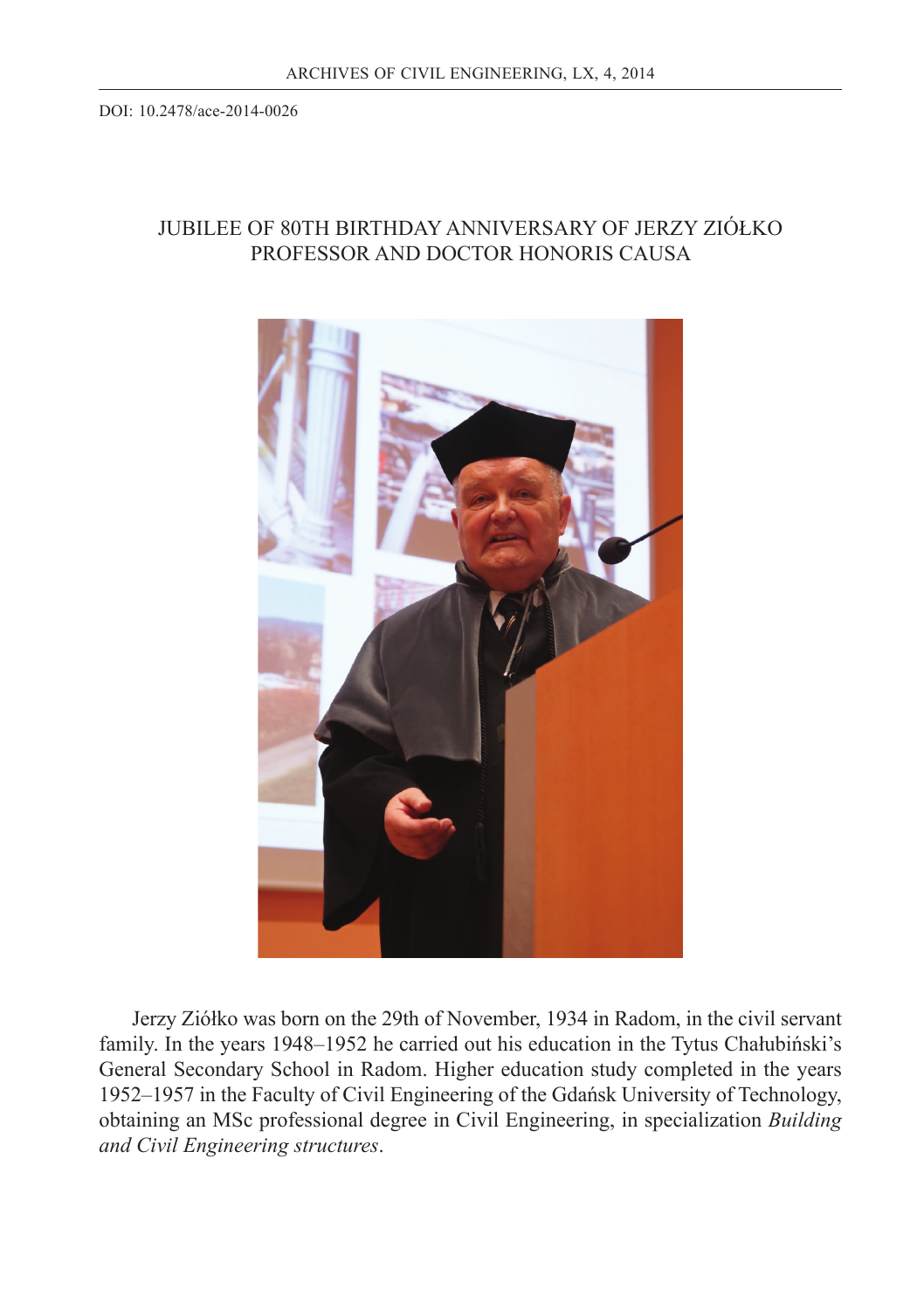DOI: 10.2478/ace-2014-0026

# JUBILEE OF 80TH BIRTHDAY ANNIVERSARY OF JERZY ZIÓŁKO PROFESSOR AND DOCTOR HONORIS CAUSA

Jerzy Ziółko was born on the 29th of November, 1934 in Radom, in the civil servant family. In the years 1948–1952 he carried out his education in the Tytus Chałubiński's General Secondary School in Radom. Higher education study completed in the years 1952–1957 in the Faculty of Civil Engineering of the Gdańsk University of Technology, obtaining an MSc professional degree in Civil Engineering, in specialization *Building and Civil Engineering structures*.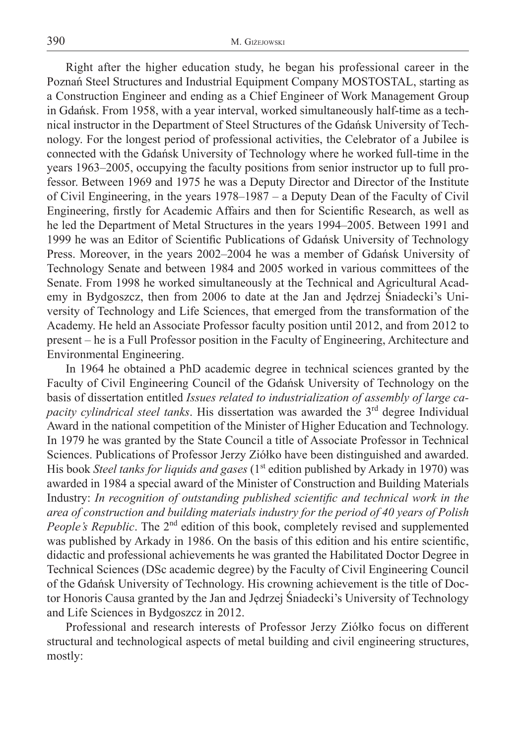Right after the higher education study, he began his professional career in the Poznań Steel Structures and Industrial Equipment Company MOSTOSTAL, starting as a Construction Engineer and ending as a Chief Engineer of Work Management Group in Gdańsk. From 1958, with a year interval, worked simultaneously half-time as a technical instructor in the Department of Steel Structures of the Gdańsk University of Technology. For the longest period of professional activities, the Celebrator of a Jubilee is connected with the Gdańsk University of Technology where he worked full-time in the years 1963–2005, occupying the faculty positions from senior instructor up to full professor. Between 1969 and 1975 he was a Deputy Director and Director of the Institute of Civil Engineering, in the years 1978–1987 – a Deputy Dean of the Faculty of Civil Engineering, firstly for Academic Affairs and then for Scientific Research, as well as he led the Department of Metal Structures in the years 1994–2005. Between 1991 and 1999 he was an Editor of Scientific Publications of Gdańsk University of Technology Press. Moreover, in the years 2002–2004 he was a member of Gdańsk University of Technology Senate and between 1984 and 2005 worked in various committees of the Senate. From 1998 he worked simultaneously at the Technical and Agricultural Academy in Bydgoszcz, then from 2006 to date at the Jan and Jędrzej Śniadecki's University of Technology and Life Sciences, that emerged from the transformation of the Academy. He held an Associate Professor faculty position until 2012, and from 2012 to present – he is a Full Professor position in the Faculty of Engineering, Architecture and Environmental Engineering.

In 1964 he obtained a PhD academic degree in technical sciences granted by the Faculty of Civil Engineering Council of the Gdańsk University of Technology on the basis of dissertation entitled *Issues related to industrialization of assembly of large capacity cylindrical steel tanks*. His dissertation was awarded the 3rd degree Individual Award in the national competition of the Minister of Higher Education and Technology. In 1979 he was granted by the State Council a title of Associate Professor in Technical Sciences. Publications of Professor Jerzy Ziółko have been distinguished and awarded. His book *Steel tanks for liquids and gases* (1st edition published by Arkady in 1970) was awarded in 1984 a special award of the Minister of Construction and Building Materials Industry: *In recognition of outstanding published scientific and technical work in the area of construction and building materials industry for the period of 40 years of Polish People's Republic*. The 2nd edition of this book, completely revised and supplemented was published by Arkady in 1986. On the basis of this edition and his entire scientific, didactic and professional achievements he was granted the Habilitated Doctor Degree in Technical Sciences (DSc academic degree) by the Faculty of Civil Engineering Council of the Gdańsk University of Technology. His crowning achievement is the title of Doctor Honoris Causa granted by the Jan and Jędrzej Śniadecki's University of Technology and Life Sciences in Bydgoszcz in 2012.

Professional and research interests of Professor Jerzy Ziółko focus on different structural and technological aspects of metal building and civil engineering structures, mostly: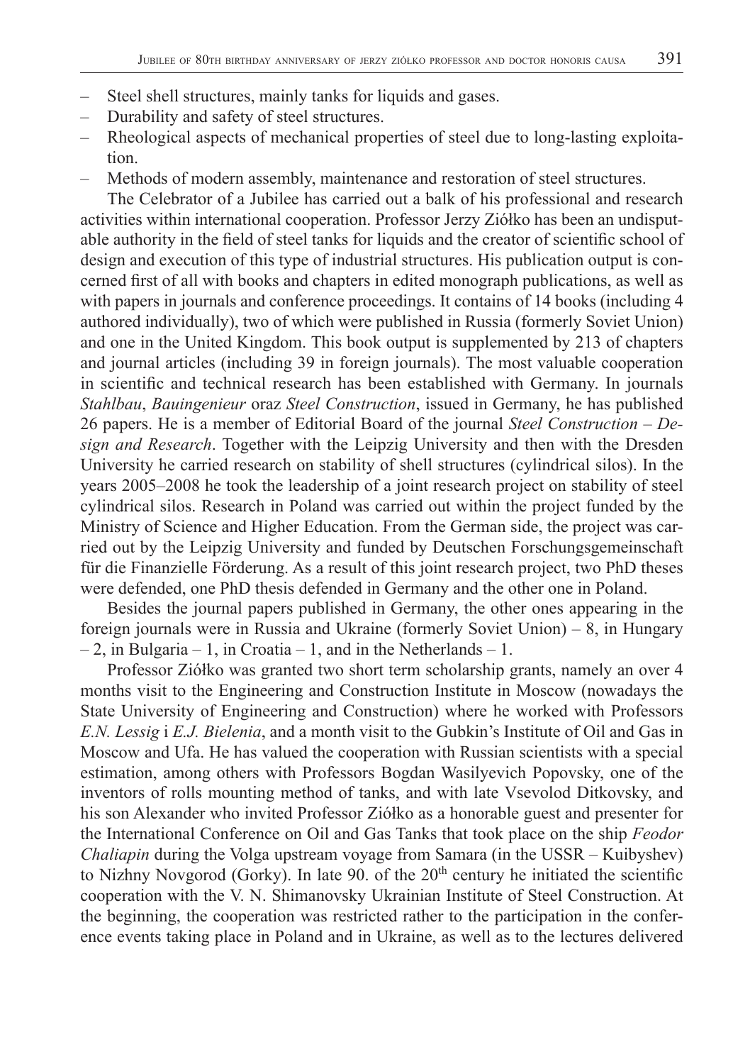– Steel shell structures, mainly tanks for liquids and gases.
– Durability and safety of steel structures.
– Rheological aspects of mechanical properties of steel due to long-lasting exploitation.
– Methods of modern assembly, maintenance and restoration of steel structures.

The Celebrator of a Jubilee has carried out a balk of his professional and research activities within international cooperation. Professor Jerzy Ziółko has been an undisputable authority in the field of steel tanks for liquids and the creator of scientific school of design and execution of this type of industrial structures. His publication output is concerned first of all with books and chapters in edited monograph publications, as well as with papers in journals and conference proceedings. It contains of 14 books (including 4 authored individually), two of which were published in Russia (formerly Soviet Union) and one in the United Kingdom. This book output is supplemented by 213 of chapters and journal articles (including 39 in foreign journals). The most valuable cooperation in scientific and technical research has been established with Germany. In journals *Stahlbau*, *Bauingenieur* oraz *Steel Construction*, issued in Germany, he has published 26 papers. He is a member of Editorial Board of the journal *Steel Construction – Design and Research*. Together with the Leipzig University and then with the Dresden University he carried research on stability of shell structures (cylindrical silos). In the years 2005–2008 he took the leadership of a joint research project on stability of steel cylindrical silos. Research in Poland was carried out within the project funded by the Ministry of Science and Higher Education. From the German side, the project was carried out by the Leipzig University and funded by Deutschen Forschungsgemeinschaft für die Finanzielle Förderung. As a result of this joint research project, two PhD theses were defended, one PhD thesis defended in Germany and the other one in Poland.

Besides the journal papers published in Germany, the other ones appearing in the foreign journals were in Russia and Ukraine (formerly Soviet Union) – 8, in Hungary – 2, in Bulgaria – 1, in Croatia – 1, and in the Netherlands – 1.

Professor Ziółko was granted two short term scholarship grants, namely an over 4 months visit to the Engineering and Construction Institute in Moscow (nowadays the State University of Engineering and Construction) where he worked with Professors *E.N. Lessig* i *E.J. Bielenia*, and a month visit to the Gubkin's Institute of Oil and Gas in Moscow and Ufa. He has valued the cooperation with Russian scientists with a special estimation, among others with Professors Bogdan Wasilyevich Popovsky, one of the inventors of rolls mounting method of tanks, and with late Vsevolod Ditkovsky, and his son Alexander who invited Professor Ziółko as a honorable guest and presenter for the International Conference on Oil and Gas Tanks that took place on the ship *Feodor Chaliapin* during the Volga upstream voyage from Samara (in the USSR – Kuibyshev) to Nizhny Novgorod (Gorky). In late 90. of the 20th century he initiated the scientific cooperation with the V. N. Shimanovsky Ukrainian Institute of Steel Construction. At the beginning, the cooperation was restricted rather to the participation in the conference events taking place in Poland and in Ukraine, as well as to the lectures delivered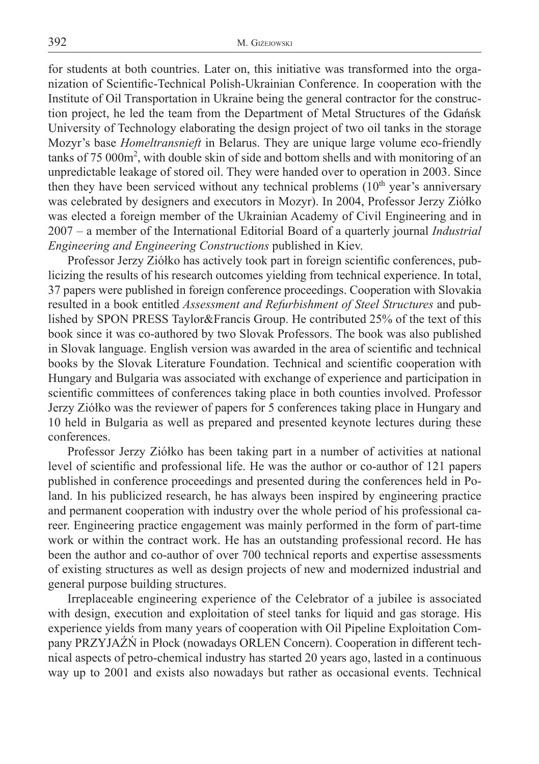for students at both countries. Later on, this initiative was transformed into the organization of Scientific-Technical Polish-Ukrainian Conference. In cooperation with the Institute of Oil Transportation in Ukraine being the general contractor for the construction project, he led the team from the Department of Metal Structures of the Gdańsk University of Technology elaborating the design project of two oil tanks in the storage Mozyr's base *Homeltransnieft* in Belarus. They are unique large volume eco-friendly tanks of 75 000m$^2$, with double skin of side and bottom shells and with monitoring of an unpredictable leakage of stored oil. They were handed over to operation in 2003. Since then they have been serviced without any technical problems (10$^{th}$ year's anniversary was celebrated by designers and executors in Mozyr). In 2004, Professor Jerzy Ziółko was elected a foreign member of the Ukrainian Academy of Civil Engineering and in 2007 – a member of the International Editorial Board of a quarterly journal *Industrial Engineering and Engineering Constructions* published in Kiev.

Professor Jerzy Ziółko has actively took part in foreign scientific conferences, publicizing the results of his research outcomes yielding from technical experience. In total, 37 papers were published in foreign conference proceedings. Cooperation with Slovakia resulted in a book entitled *Assessment and Refurbishment of Steel Structures* and published by SPON PRESS Taylor&Francis Group. He contributed 25% of the text of this book since it was co-authored by two Slovak Professors. The book was also published in Slovak language. English version was awarded in the area of scientific and technical books by the Slovak Literature Foundation. Technical and scientific cooperation with Hungary and Bulgaria was associated with exchange of experience and participation in scientific committees of conferences taking place in both counties involved. Professor Jerzy Ziółko was the reviewer of papers for 5 conferences taking place in Hungary and 10 held in Bulgaria as well as prepared and presented keynote lectures during these conferences.

Professor Jerzy Ziółko has been taking part in a number of activities at national level of scientific and professional life. He was the author or co-author of 121 papers published in conference proceedings and presented during the conferences held in Poland. In his publicized research, he has always been inspired by engineering practice and permanent cooperation with industry over the whole period of his professional career. Engineering practice engagement was mainly performed in the form of part-time work or within the contract work. He has an outstanding professional record. He has been the author and co-author of over 700 technical reports and expertise assessments of existing structures as well as design projects of new and modernized industrial and general purpose building structures.

Irreplaceable engineering experience of the Celebrator of a jubilee is associated with design, execution and exploitation of steel tanks for liquid and gas storage. His experience yields from many years of cooperation with Oil Pipeline Exploitation Company PRZYJAŹŃ in Płock (nowadays ORLEN Concern). Cooperation in different technical aspects of petro-chemical industry has started 20 years ago, lasted in a continuous way up to 2001 and exists also nowadays but rather as occasional events. Technical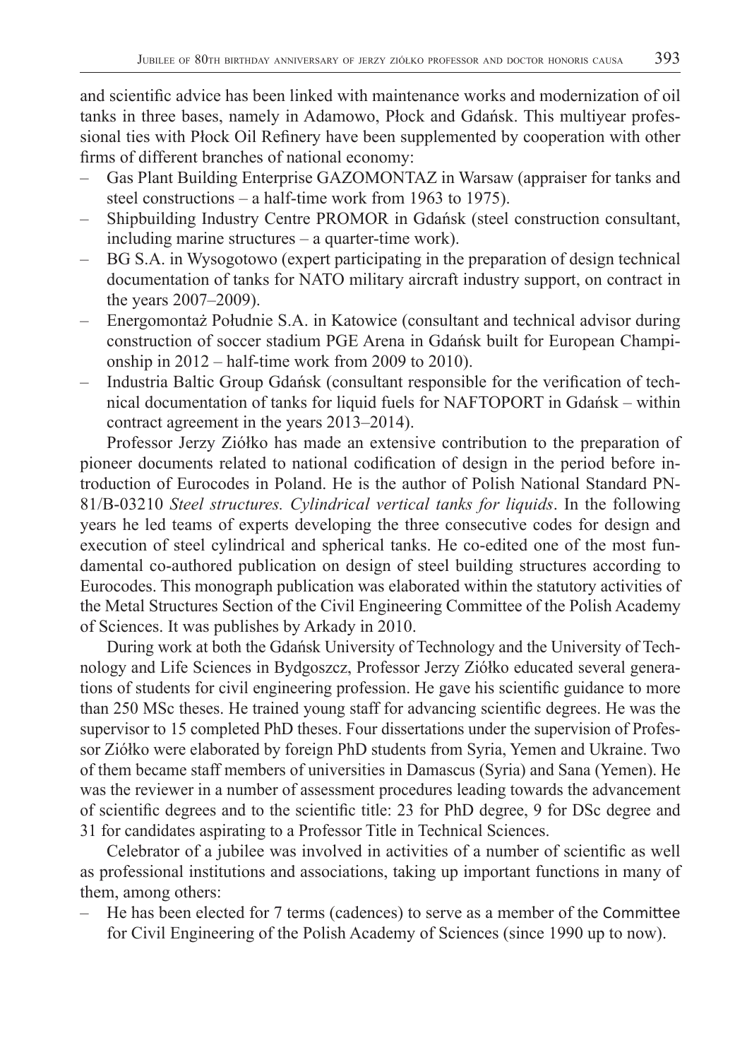and scientific advice has been linked with maintenance works and modernization of oil tanks in three bases, namely in Adamowo, Płock and Gdańsk. This multiyear professional ties with Płock Oil Refinery have been supplemented by cooperation with other firms of different branches of national economy:

– Gas Plant Building Enterprise GAZOMONTAZ in Warsaw (appraiser for tanks and steel constructions – a half-time work from 1963 to 1975).
– Shipbuilding Industry Centre PROMOR in Gdańsk (steel construction consultant, including marine structures – a quarter-time work).
– BG S.A. in Wysogotowo (expert participating in the preparation of design technical documentation of tanks for NATO military aircraft industry support, on contract in the years 2007–2009).
– Energomontaż Południe S.A. in Katowice (consultant and technical advisor during construction of soccer stadium PGE Arena in Gdańsk built for European Championship in 2012 – half-time work from 2009 to 2010).
– Industria Baltic Group Gdańsk (consultant responsible for the verification of technical documentation of tanks for liquid fuels for NAFTOPORT in Gdańsk – within contract agreement in the years 2013–2014).

Professor Jerzy Ziółko has made an extensive contribution to the preparation of pioneer documents related to national codification of design in the period before introduction of Eurocodes in Poland. He is the author of Polish National Standard PN-81/B-03210 *Steel structures. Cylindrical vertical tanks for liquids*. In the following years he led teams of experts developing the three consecutive codes for design and execution of steel cylindrical and spherical tanks. He co-edited one of the most fundamental co-authored publication on design of steel building structures according to Eurocodes. This monograph publication was elaborated within the statutory activities of the Metal Structures Section of the Civil Engineering Committee of the Polish Academy of Sciences. It was publishes by Arkady in 2010.

During work at both the Gdańsk University of Technology and the University of Technology and Life Sciences in Bydgoszcz, Professor Jerzy Ziółko educated several generations of students for civil engineering profession. He gave his scientific guidance to more than 250 MSc theses. He trained young staff for advancing scientific degrees. He was the supervisor to 15 completed PhD theses. Four dissertations under the supervision of Professor Ziółko were elaborated by foreign PhD students from Syria, Yemen and Ukraine. Two of them became staff members of universities in Damascus (Syria) and Sana (Yemen). He was the reviewer in a number of assessment procedures leading towards the advancement of scientific degrees and to the scientific title: 23 for PhD degree, 9 for DSc degree and 31 for candidates aspirating to a Professor Title in Technical Sciences.

Celebrator of a jubilee was involved in activities of a number of scientific as well as professional institutions and associations, taking up important functions in many of them, among others:

– He has been elected for 7 terms (cadences) to serve as a member of the Committee for Civil Engineering of the Polish Academy of Sciences (since 1990 up to now).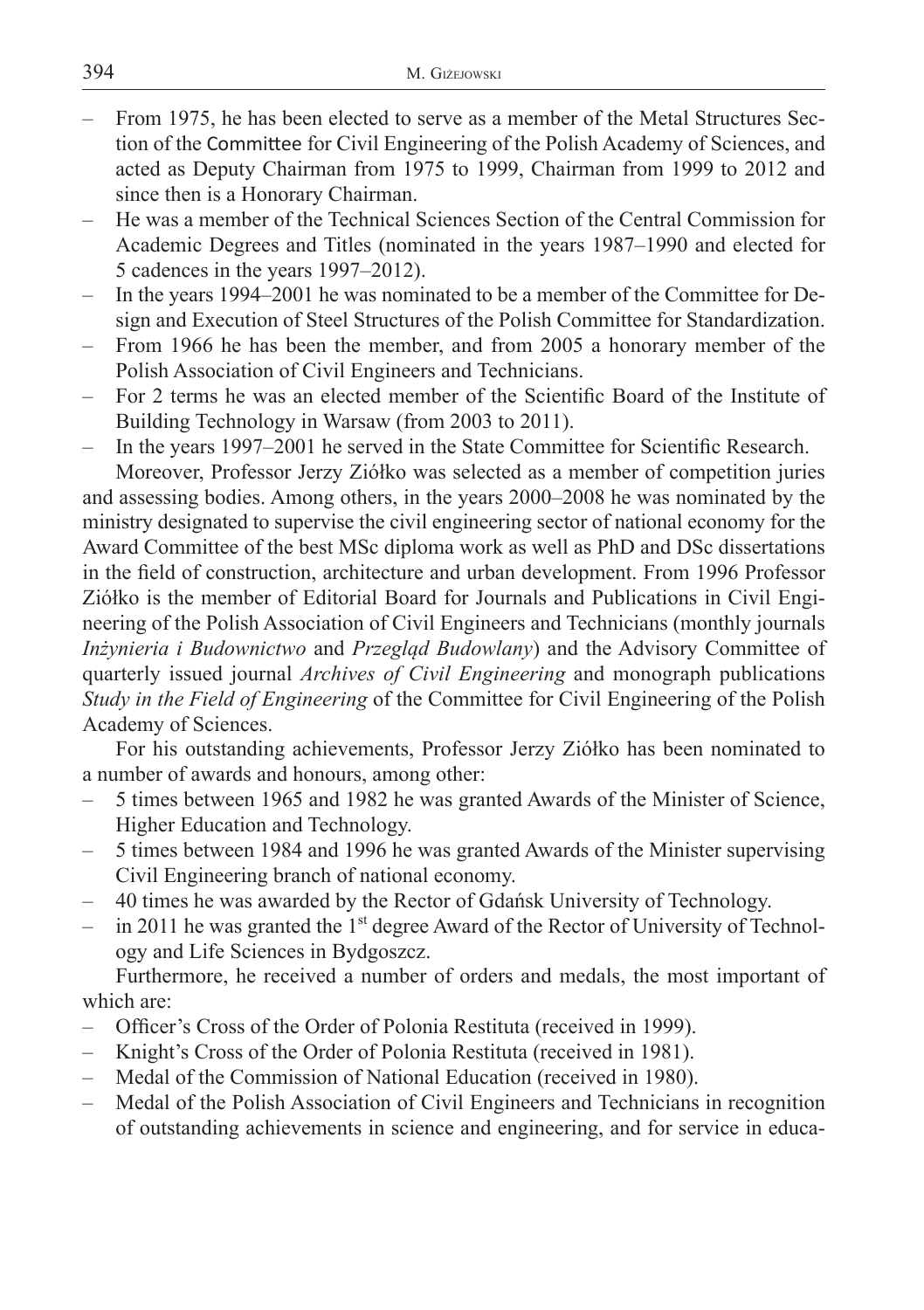- From 1975, he has been elected to serve as a member of the Metal Structures Section of the Committee for Civil Engineering of the Polish Academy of Sciences, and acted as Deputy Chairman from 1975 to 1999, Chairman from 1999 to 2012 and since then is a Honorary Chairman.
- He was a member of the Technical Sciences Section of the Central Commission for Academic Degrees and Titles (nominated in the years 1987–1990 and elected for 5 cadences in the years 1997–2012).
- In the years 1994–2001 he was nominated to be a member of the Committee for Design and Execution of Steel Structures of the Polish Committee for Standardization.
- From 1966 he has been the member, and from 2005 a honorary member of the Polish Association of Civil Engineers and Technicians.
- For 2 terms he was an elected member of the Scientific Board of the Institute of Building Technology in Warsaw (from 2003 to 2011).
- In the years 1997–2001 he served in the State Committee for Scientific Research.

Moreover, Professor Jerzy Ziółko was selected as a member of competition juries and assessing bodies. Among others, in the years 2000–2008 he was nominated by the ministry designated to supervise the civil engineering sector of national economy for the Award Committee of the best MSc diploma work as well as PhD and DSc dissertations in the field of construction, architecture and urban development. From 1996 Professor Ziółko is the member of Editorial Board for Journals and Publications in Civil Engineering of the Polish Association of Civil Engineers and Technicians (monthly journals *Inżynieria i Budownictwo* and *Przegląd Budowlany*) and the Advisory Committee of quarterly issued journal *Archives of Civil Engineering* and monograph publications *Study in the Field of Engineering* of the Committee for Civil Engineering of the Polish Academy of Sciences.

For his outstanding achievements, Professor Jerzy Ziółko has been nominated to a number of awards and honours, among other:

- 5 times between 1965 and 1982 he was granted Awards of the Minister of Science, Higher Education and Technology.
- 5 times between 1984 and 1996 he was granted Awards of the Minister supervising Civil Engineering branch of national economy.
- 40 times he was awarded by the Rector of Gdańsk University of Technology.
- in 2011 he was granted the 1st degree Award of the Rector of University of Technology and Life Sciences in Bydgoszcz.

Furthermore, he received a number of orders and medals, the most important of which are:

- Officer's Cross of the Order of Polonia Restituta (received in 1999).
- Knight's Cross of the Order of Polonia Restituta (received in 1981).
- Medal of the Commission of National Education (received in 1980).
- Medal of the Polish Association of Civil Engineers and Technicians in recognition of outstanding achievements in science and engineering, and for service in educa-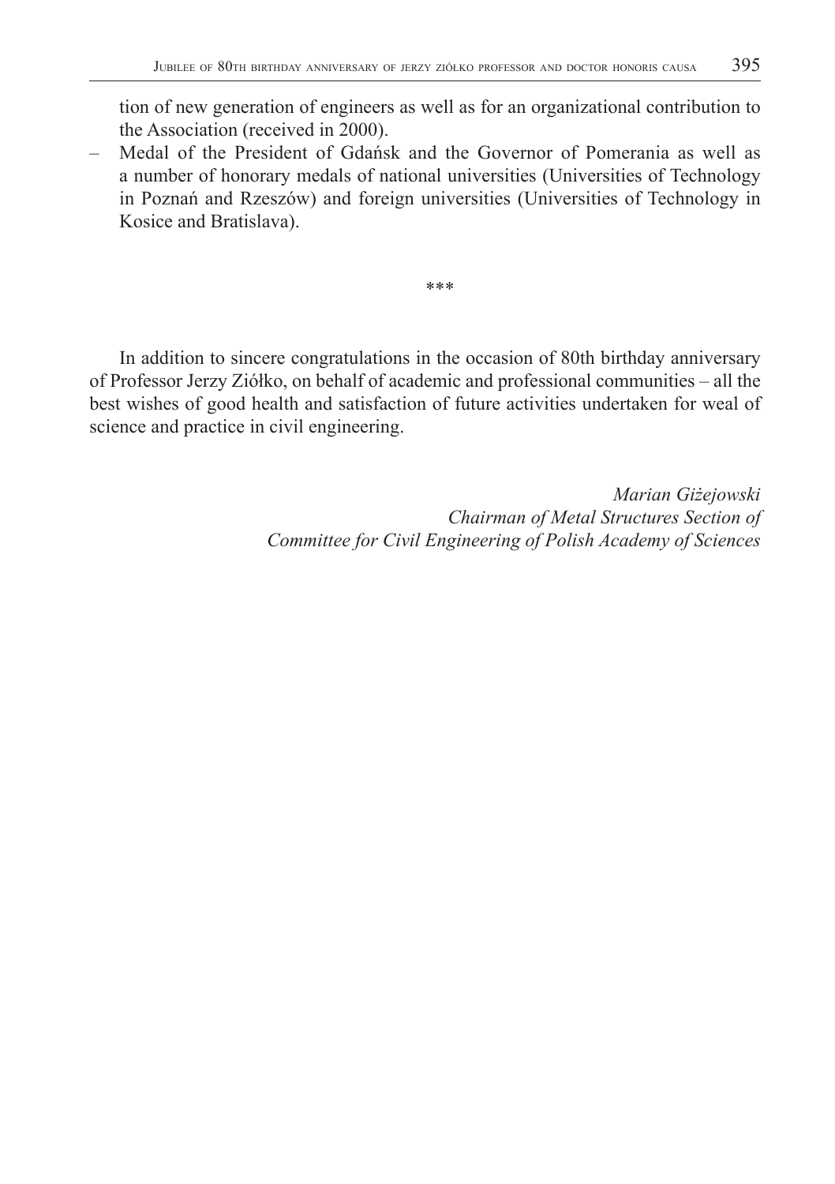tion of new generation of engineers as well as for an organizational contribution to the Association (received in 2000).

– Medal of the President of Gdańsk and the Governor of Pomerania as well as a number of honorary medals of national universities (Universities of Technology in Poznań and Rzeszów) and foreign universities (Universities of Technology in Kosice and Bratislava).

***

In addition to sincere congratulations in the occasion of 80th birthday anniversary of Professor Jerzy Ziółko, on behalf of academic and professional communities – all the best wishes of good health and satisfaction of future activities undertaken for weal of science and practice in civil engineering.

*Marian Giżejowski*
*Chairman of Metal Structures Section of*
*Committee for Civil Engineering of Polish Academy of Sciences*